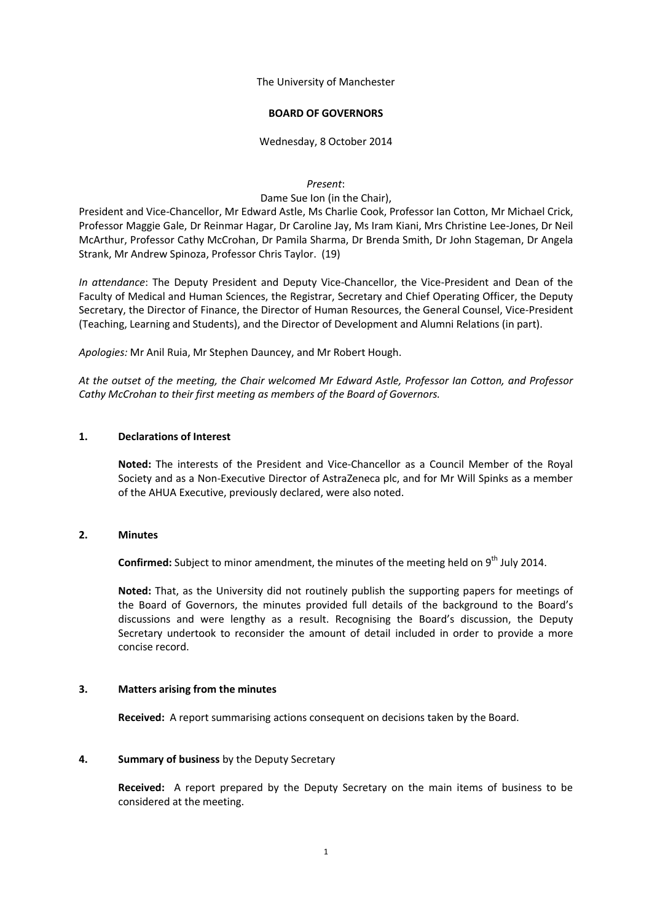The University of Manchester

**BOARD OF GOVERNORS**

Wednesday, 8 October 2014

*Present*:

Dame Sue Ion (in the Chair),

President and Vice-Chancellor, Mr Edward Astle, Ms Charlie Cook, Professor Ian Cotton, Mr Michael Crick, Professor Maggie Gale, Dr Reinmar Hagar, Dr Caroline Jay, Ms Iram Kiani, Mrs Christine Lee-Jones, Dr Neil McArthur, Professor Cathy McCrohan, Dr Pamila Sharma, Dr Brenda Smith, Dr John Stageman, Dr Angela Strank, Mr Andrew Spinoza, Professor Chris Taylor. (19)

*In attendance*: The Deputy President and Deputy Vice-Chancellor, the Vice-President and Dean of the Faculty of Medical and Human Sciences, the Registrar, Secretary and Chief Operating Officer, the Deputy Secretary, the Director of Finance, the Director of Human Resources, the General Counsel, Vice-President (Teaching, Learning and Students), and the Director of Development and Alumni Relations (in part).

*Apologies:* Mr Anil Ruia, Mr Stephen Dauncey, and Mr Robert Hough.

*At the outset of the meeting, the Chair welcomed Mr Edward Astle, Professor Ian Cotton, and Professor Cathy McCrohan to their first meeting as members of the Board of Governors.*

## 1. Declarations of Interest

**Noted:** The interests of the President and Vice-Chancellor as a Council Member of the Royal Society and as a Non-Executive Director of AstraZeneca plc, and for Mr Will Spinks as a member of the AHUA Executive, previously declared, were also noted.

## 2. Minutes

**Confirmed:** Subject to minor amendment, the minutes of the meeting held on 9th July 2014.

**Noted:** That, as the University did not routinely publish the supporting papers for meetings of the Board of Governors, the minutes provided full details of the background to the Board's discussions and were lengthy as a result. Recognising the Board's discussion, the Deputy Secretary undertook to reconsider the amount of detail included in order to provide a more concise record.

## 3. Matters arising from the minutes

**Received:** A report summarising actions consequent on decisions taken by the Board.

## 4. Summary of business by the Deputy Secretary

**Received:** A report prepared by the Deputy Secretary on the main items of business to be considered at the meeting.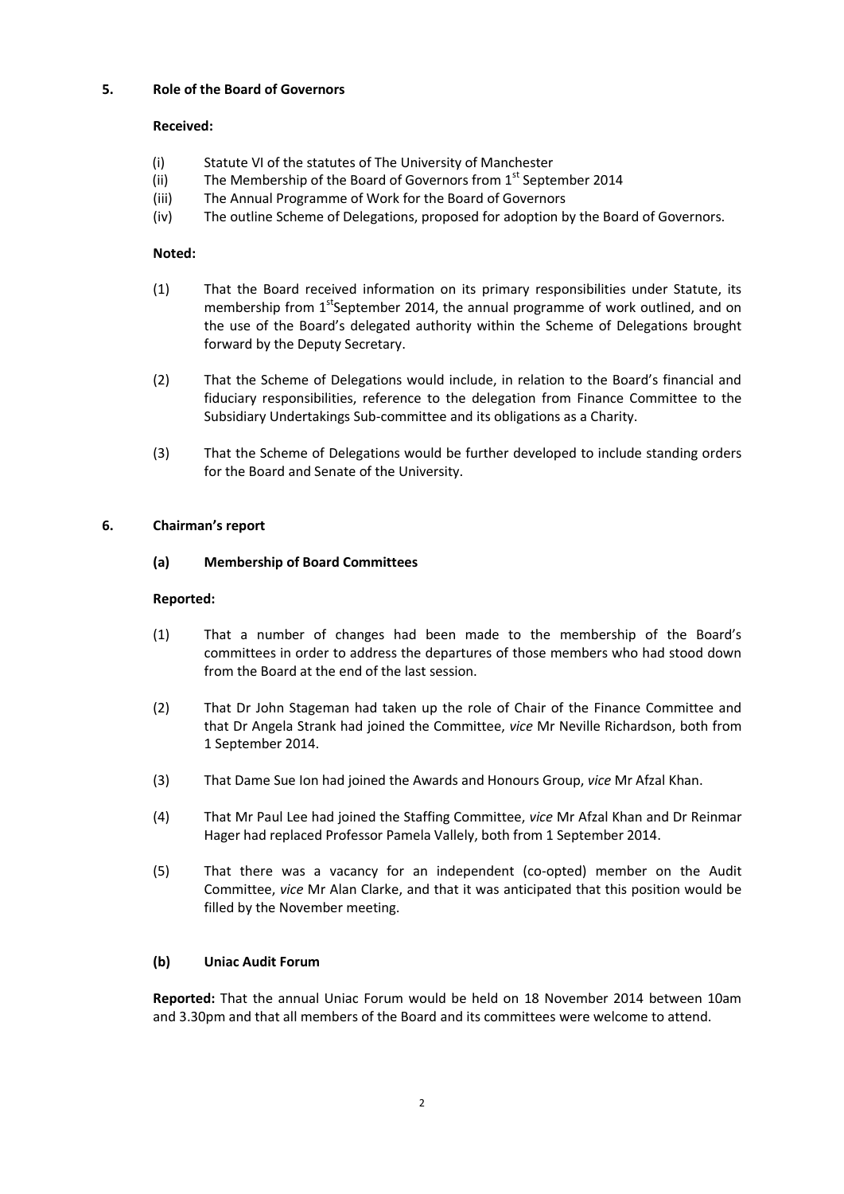## 5. Role of the Board of Governors

**Received:**

- (i) Statute VI of the statutes of The University of Manchester
- (ii) The Membership of the Board of Governors from 1st September 2014
- (iii) The Annual Programme of Work for the Board of Governors
- (iv) The outline Scheme of Delegations, proposed for adoption by the Board of Governors.

**Noted:**

(1) That the Board received information on its primary responsibilities under Statute, its membership from 1stSeptember 2014, the annual programme of work outlined, and on the use of the Board's delegated authority within the Scheme of Delegations brought forward by the Deputy Secretary.

(2) That the Scheme of Delegations would include, in relation to the Board's financial and fiduciary responsibilities, reference to the delegation from Finance Committee to the Subsidiary Undertakings Sub-committee and its obligations as a Charity.

(3) That the Scheme of Delegations would be further developed to include standing orders for the Board and Senate of the University.

## 6. Chairman's report

### (a) Membership of Board Committees

**Reported:**

(1) That a number of changes had been made to the membership of the Board's committees in order to address the departures of those members who had stood down from the Board at the end of the last session.

(2) That Dr John Stageman had taken up the role of Chair of the Finance Committee and that Dr Angela Strank had joined the Committee, *vice* Mr Neville Richardson, both from 1 September 2014.

(3) That Dame Sue Ion had joined the Awards and Honours Group, *vice* Mr Afzal Khan.

(4) That Mr Paul Lee had joined the Staffing Committee, *vice* Mr Afzal Khan and Dr Reinmar Hager had replaced Professor Pamela Vallely, both from 1 September 2014.

(5) That there was a vacancy for an independent (co-opted) member on the Audit Committee, *vice* Mr Alan Clarke, and that it was anticipated that this position would be filled by the November meeting.

### (b) Uniac Audit Forum

**Reported:** That the annual Uniac Forum would be held on 18 November 2014 between 10am and 3.30pm and that all members of the Board and its committees were welcome to attend.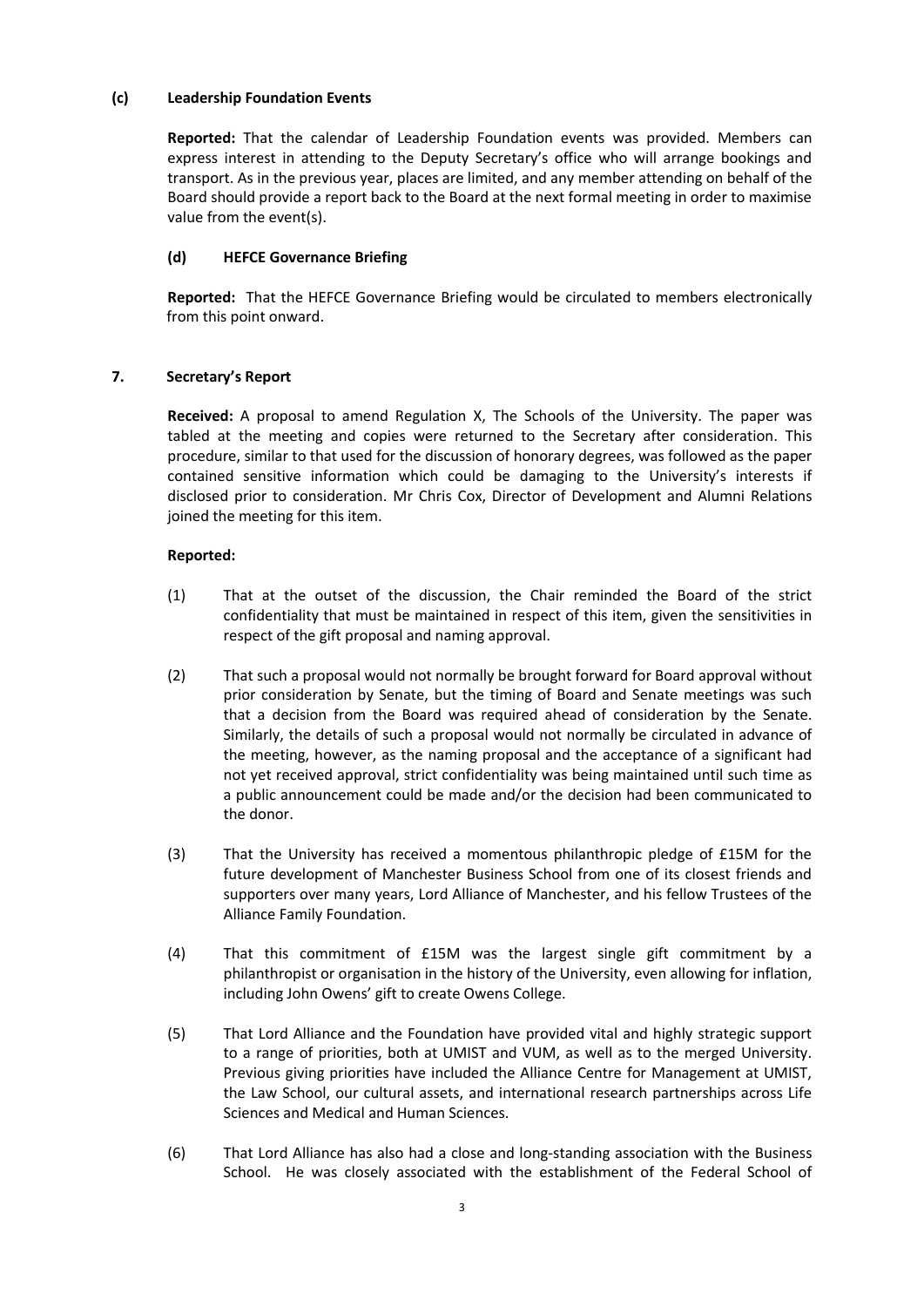**(c) Leadership Foundation Events**

**Reported:** That the calendar of Leadership Foundation events was provided. Members can express interest in attending to the Deputy Secretary's office who will arrange bookings and transport. As in the previous year, places are limited, and any member attending on behalf of the Board should provide a report back to the Board at the next formal meeting in order to maximise value from the event(s).

**(d) HEFCE Governance Briefing**

**Reported:** That the HEFCE Governance Briefing would be circulated to members electronically from this point onward.

**7. Secretary's Report**

**Received:** A proposal to amend Regulation X, The Schools of the University. The paper was tabled at the meeting and copies were returned to the Secretary after consideration. This procedure, similar to that used for the discussion of honorary degrees, was followed as the paper contained sensitive information which could be damaging to the University's interests if disclosed prior to consideration. Mr Chris Cox, Director of Development and Alumni Relations joined the meeting for this item.

**Reported:**

(1) That at the outset of the discussion, the Chair reminded the Board of the strict confidentiality that must be maintained in respect of this item, given the sensitivities in respect of the gift proposal and naming approval.

(2) That such a proposal would not normally be brought forward for Board approval without prior consideration by Senate, but the timing of Board and Senate meetings was such that a decision from the Board was required ahead of consideration by the Senate. Similarly, the details of such a proposal would not normally be circulated in advance of the meeting, however, as the naming proposal and the acceptance of a significant had not yet received approval, strict confidentiality was being maintained until such time as a public announcement could be made and/or the decision had been communicated to the donor.

(3) That the University has received a momentous philanthropic pledge of £15M for the future development of Manchester Business School from one of its closest friends and supporters over many years, Lord Alliance of Manchester, and his fellow Trustees of the Alliance Family Foundation.

(4) That this commitment of £15M was the largest single gift commitment by a philanthropist or organisation in the history of the University, even allowing for inflation, including John Owens' gift to create Owens College.

(5) That Lord Alliance and the Foundation have provided vital and highly strategic support to a range of priorities, both at UMIST and VUM, as well as to the merged University. Previous giving priorities have included the Alliance Centre for Management at UMIST, the Law School, our cultural assets, and international research partnerships across Life Sciences and Medical and Human Sciences.

(6) That Lord Alliance has also had a close and long-standing association with the Business School. He was closely associated with the establishment of the Federal School of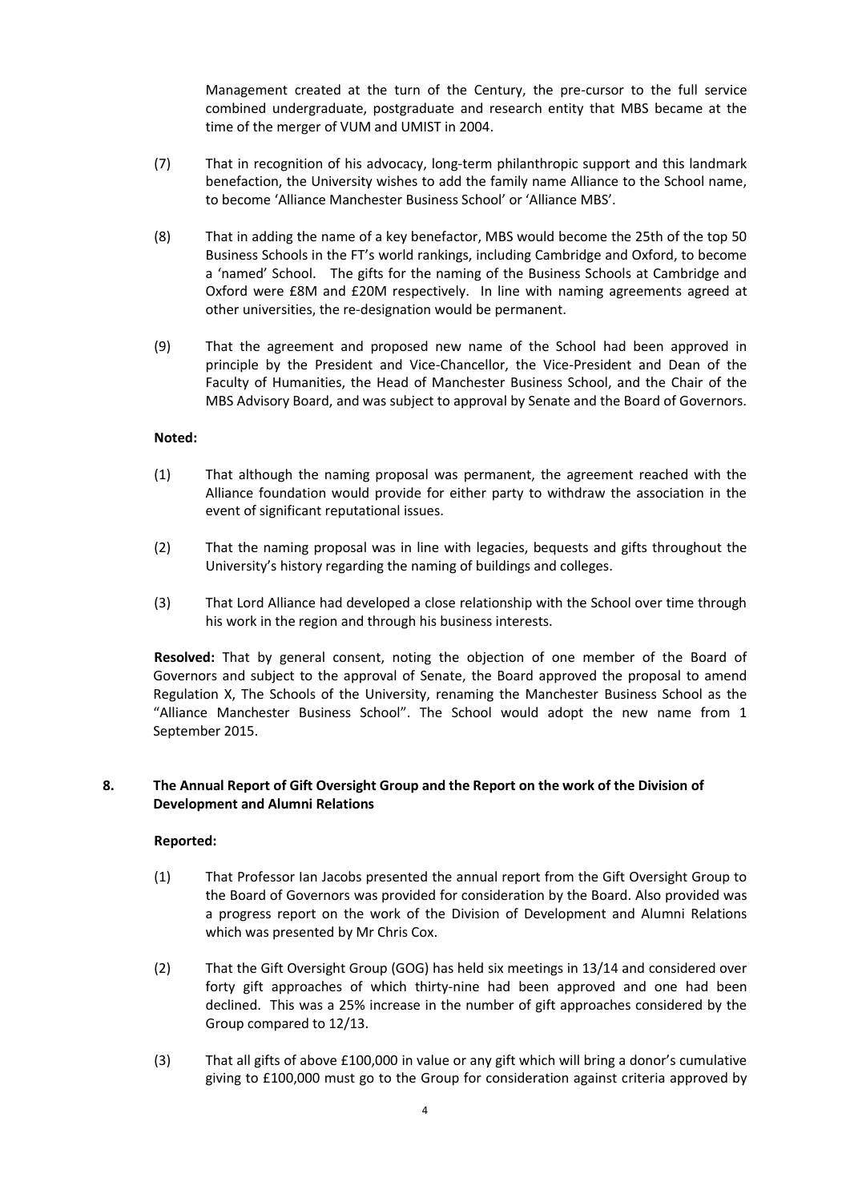Management created at the turn of the Century, the pre-cursor to the full service combined undergraduate, postgraduate and research entity that MBS became at the time of the merger of VUM and UMIST in 2004.

(7) That in recognition of his advocacy, long-term philanthropic support and this landmark benefaction, the University wishes to add the family name Alliance to the School name, to become 'Alliance Manchester Business School' or 'Alliance MBS'.

(8) That in adding the name of a key benefactor, MBS would become the 25th of the top 50 Business Schools in the FT's world rankings, including Cambridge and Oxford, to become a 'named' School. The gifts for the naming of the Business Schools at Cambridge and Oxford were £8M and £20M respectively. In line with naming agreements agreed at other universities, the re-designation would be permanent.

(9) That the agreement and proposed new name of the School had been approved in principle by the President and Vice-Chancellor, the Vice-President and Dean of the Faculty of Humanities, the Head of Manchester Business School, and the Chair of the MBS Advisory Board, and was subject to approval by Senate and the Board of Governors.

**Noted:**

(1) That although the naming proposal was permanent, the agreement reached with the Alliance foundation would provide for either party to withdraw the association in the event of significant reputational issues.

(2) That the naming proposal was in line with legacies, bequests and gifts throughout the University's history regarding the naming of buildings and colleges.

(3) That Lord Alliance had developed a close relationship with the School over time through his work in the region and through his business interests.

**Resolved:** That by general consent, noting the objection of one member of the Board of Governors and subject to the approval of Senate, the Board approved the proposal to amend Regulation X, The Schools of the University, renaming the Manchester Business School as the "Alliance Manchester Business School". The School would adopt the new name from 1 September 2015.

## 8. The Annual Report of Gift Oversight Group and the Report on the work of the Division of Development and Alumni Relations

**Reported:**

(1) That Professor Ian Jacobs presented the annual report from the Gift Oversight Group to the Board of Governors was provided for consideration by the Board. Also provided was a progress report on the work of the Division of Development and Alumni Relations which was presented by Mr Chris Cox.

(2) That the Gift Oversight Group (GOG) has held six meetings in 13/14 and considered over forty gift approaches of which thirty-nine had been approved and one had been declined. This was a 25% increase in the number of gift approaches considered by the Group compared to 12/13.

(3) That all gifts of above £100,000 in value or any gift which will bring a donor's cumulative giving to £100,000 must go to the Group for consideration against criteria approved by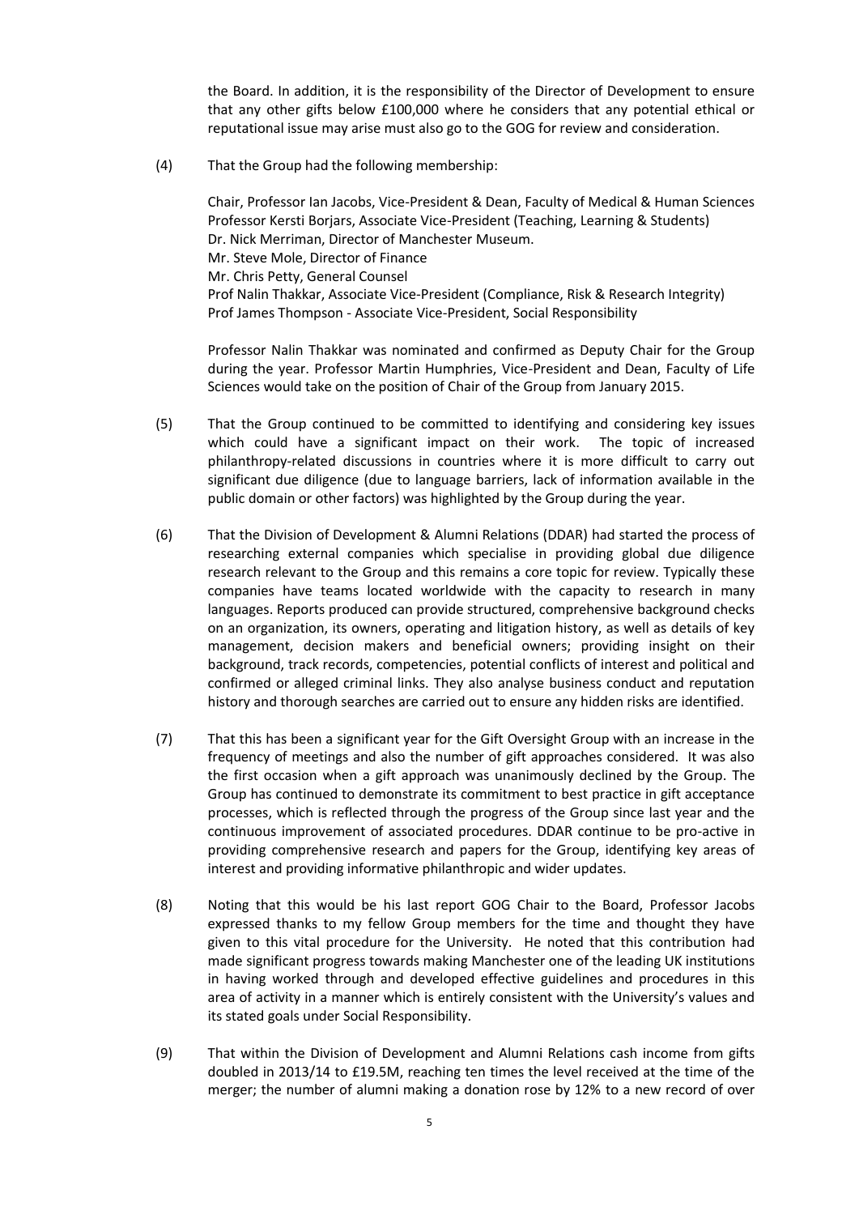the Board. In addition, it is the responsibility of the Director of Development to ensure that any other gifts below £100,000 where he considers that any potential ethical or reputational issue may arise must also go to the GOG for review and consideration.

(4) That the Group had the following membership:

Chair, Professor Ian Jacobs, Vice-President & Dean, Faculty of Medical & Human Sciences  
Professor Kersti Borjars, Associate Vice-President (Teaching, Learning & Students)  
Dr. Nick Merriman, Director of Manchester Museum.  
Mr. Steve Mole, Director of Finance  
Mr. Chris Petty, General Counsel  
Prof Nalin Thakkar, Associate Vice-President (Compliance, Risk & Research Integrity)  
Prof James Thompson - Associate Vice-President, Social Responsibility

Professor Nalin Thakkar was nominated and confirmed as Deputy Chair for the Group during the year. Professor Martin Humphries, Vice-President and Dean, Faculty of Life Sciences would take on the position of Chair of the Group from January 2015.

(5) That the Group continued to be committed to identifying and considering key issues which could have a significant impact on their work. The topic of increased philanthropy-related discussions in countries where it is more difficult to carry out significant due diligence (due to language barriers, lack of information available in the public domain or other factors) was highlighted by the Group during the year.

(6) That the Division of Development & Alumni Relations (DDAR) had started the process of researching external companies which specialise in providing global due diligence research relevant to the Group and this remains a core topic for review. Typically these companies have teams located worldwide with the capacity to research in many languages. Reports produced can provide structured, comprehensive background checks on an organization, its owners, operating and litigation history, as well as details of key management, decision makers and beneficial owners; providing insight on their background, track records, competencies, potential conflicts of interest and political and confirmed or alleged criminal links. They also analyse business conduct and reputation history and thorough searches are carried out to ensure any hidden risks are identified.

(7) That this has been a significant year for the Gift Oversight Group with an increase in the frequency of meetings and also the number of gift approaches considered. It was also the first occasion when a gift approach was unanimously declined by the Group. The Group has continued to demonstrate its commitment to best practice in gift acceptance processes, which is reflected through the progress of the Group since last year and the continuous improvement of associated procedures. DDAR continue to be pro-active in providing comprehensive research and papers for the Group, identifying key areas of interest and providing informative philanthropic and wider updates.

(8) Noting that this would be his last report GOG Chair to the Board, Professor Jacobs expressed thanks to my fellow Group members for the time and thought they have given to this vital procedure for the University. He noted that this contribution had made significant progress towards making Manchester one of the leading UK institutions in having worked through and developed effective guidelines and procedures in this area of activity in a manner which is entirely consistent with the University's values and its stated goals under Social Responsibility.

(9) That within the Division of Development and Alumni Relations cash income from gifts doubled in 2013/14 to £19.5M, reaching ten times the level received at the time of the merger; the number of alumni making a donation rose by 12% to a new record of over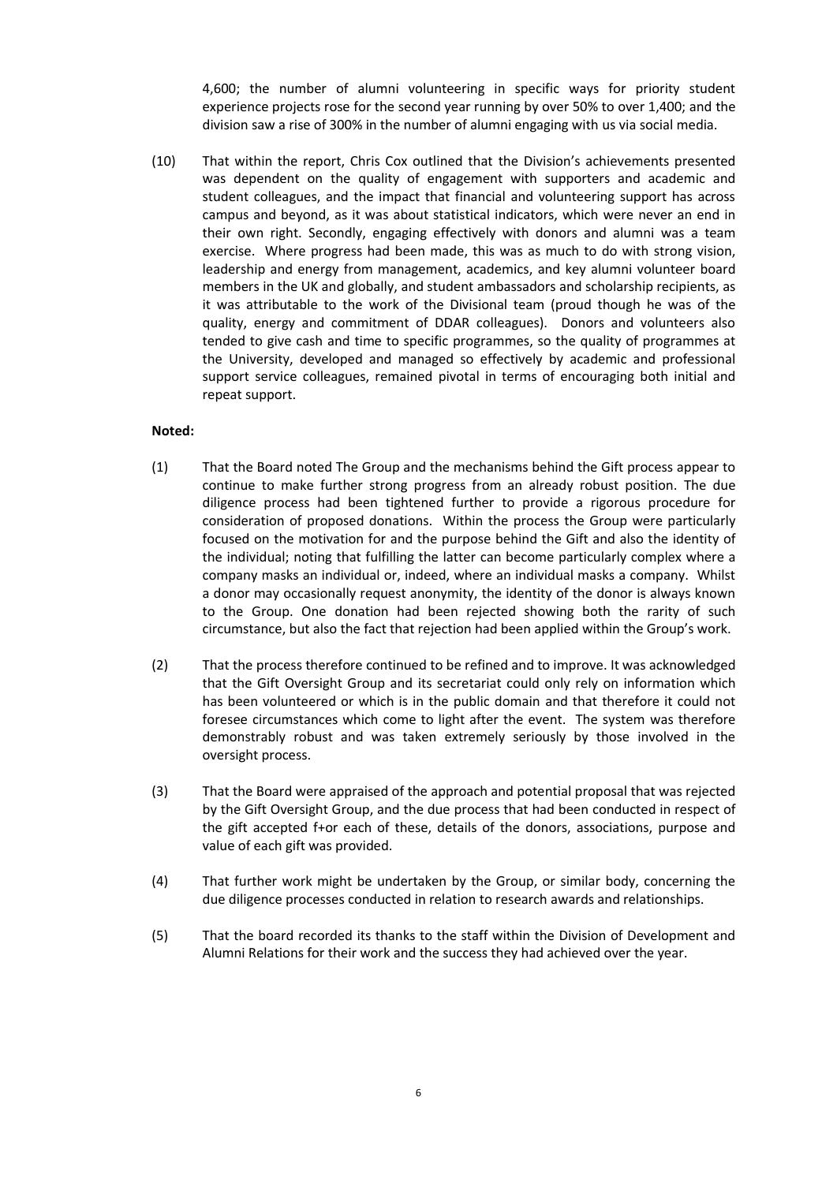4,600; the number of alumni volunteering in specific ways for priority student experience projects rose for the second year running by over 50% to over 1,400; and the division saw a rise of 300% in the number of alumni engaging with us via social media.

(10) That within the report, Chris Cox outlined that the Division's achievements presented was dependent on the quality of engagement with supporters and academic and student colleagues, and the impact that financial and volunteering support has across campus and beyond, as it was about statistical indicators, which were never an end in their own right. Secondly, engaging effectively with donors and alumni was a team exercise. Where progress had been made, this was as much to do with strong vision, leadership and energy from management, academics, and key alumni volunteer board members in the UK and globally, and student ambassadors and scholarship recipients, as it was attributable to the work of the Divisional team (proud though he was of the quality, energy and commitment of DDAR colleagues). Donors and volunteers also tended to give cash and time to specific programmes, so the quality of programmes at the University, developed and managed so effectively by academic and professional support service colleagues, remained pivotal in terms of encouraging both initial and repeat support.

**Noted:**

(1) That the Board noted The Group and the mechanisms behind the Gift process appear to continue to make further strong progress from an already robust position. The due diligence process had been tightened further to provide a rigorous procedure for consideration of proposed donations. Within the process the Group were particularly focused on the motivation for and the purpose behind the Gift and also the identity of the individual; noting that fulfilling the latter can become particularly complex where a company masks an individual or, indeed, where an individual masks a company. Whilst a donor may occasionally request anonymity, the identity of the donor is always known to the Group. One donation had been rejected showing both the rarity of such circumstance, but also the fact that rejection had been applied within the Group's work.

(2) That the process therefore continued to be refined and to improve. It was acknowledged that the Gift Oversight Group and its secretariat could only rely on information which has been volunteered or which is in the public domain and that therefore it could not foresee circumstances which come to light after the event. The system was therefore demonstrably robust and was taken extremely seriously by those involved in the oversight process.

(3) That the Board were appraised of the approach and potential proposal that was rejected by the Gift Oversight Group, and the due process that had been conducted in respect of the gift accepted f+or each of these, details of the donors, associations, purpose and value of each gift was provided.

(4) That further work might be undertaken by the Group, or similar body, concerning the due diligence processes conducted in relation to research awards and relationships.

(5) That the board recorded its thanks to the staff within the Division of Development and Alumni Relations for their work and the success they had achieved over the year.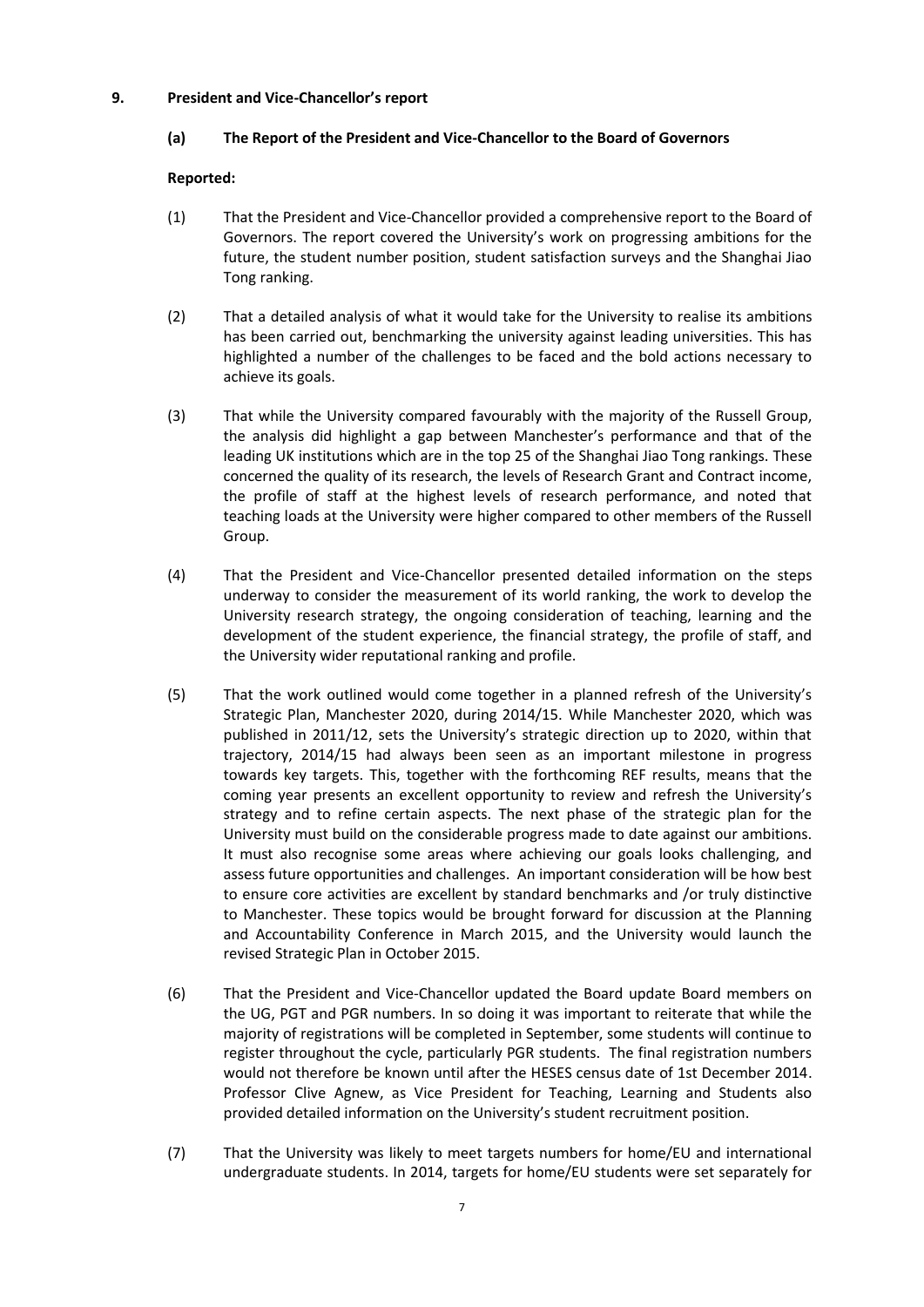**9. President and Vice-Chancellor's report**

**(a) The Report of the President and Vice-Chancellor to the Board of Governors**

**Reported:**

(1) That the President and Vice-Chancellor provided a comprehensive report to the Board of Governors. The report covered the University's work on progressing ambitions for the future, the student number position, student satisfaction surveys and the Shanghai Jiao Tong ranking.

(2) That a detailed analysis of what it would take for the University to realise its ambitions has been carried out, benchmarking the university against leading universities. This has highlighted a number of the challenges to be faced and the bold actions necessary to achieve its goals.

(3) That while the University compared favourably with the majority of the Russell Group, the analysis did highlight a gap between Manchester's performance and that of the leading UK institutions which are in the top 25 of the Shanghai Jiao Tong rankings. These concerned the quality of its research, the levels of Research Grant and Contract income, the profile of staff at the highest levels of research performance, and noted that teaching loads at the University were higher compared to other members of the Russell Group.

(4) That the President and Vice-Chancellor presented detailed information on the steps underway to consider the measurement of its world ranking, the work to develop the University research strategy, the ongoing consideration of teaching, learning and the development of the student experience, the financial strategy, the profile of staff, and the University wider reputational ranking and profile.

(5) That the work outlined would come together in a planned refresh of the University's Strategic Plan, Manchester 2020, during 2014/15. While Manchester 2020, which was published in 2011/12, sets the University's strategic direction up to 2020, within that trajectory, 2014/15 had always been seen as an important milestone in progress towards key targets. This, together with the forthcoming REF results, means that the coming year presents an excellent opportunity to review and refresh the University's strategy and to refine certain aspects. The next phase of the strategic plan for the University must build on the considerable progress made to date against our ambitions. It must also recognise some areas where achieving our goals looks challenging, and assess future opportunities and challenges. An important consideration will be how best to ensure core activities are excellent by standard benchmarks and /or truly distinctive to Manchester. These topics would be brought forward for discussion at the Planning and Accountability Conference in March 2015, and the University would launch the revised Strategic Plan in October 2015.

(6) That the President and Vice-Chancellor updated the Board update Board members on the UG, PGT and PGR numbers. In so doing it was important to reiterate that while the majority of registrations will be completed in September, some students will continue to register throughout the cycle, particularly PGR students. The final registration numbers would not therefore be known until after the HESES census date of 1st December 2014. Professor Clive Agnew, as Vice President for Teaching, Learning and Students also provided detailed information on the University's student recruitment position.

(7) That the University was likely to meet targets numbers for home/EU and international undergraduate students. In 2014, targets for home/EU students were set separately for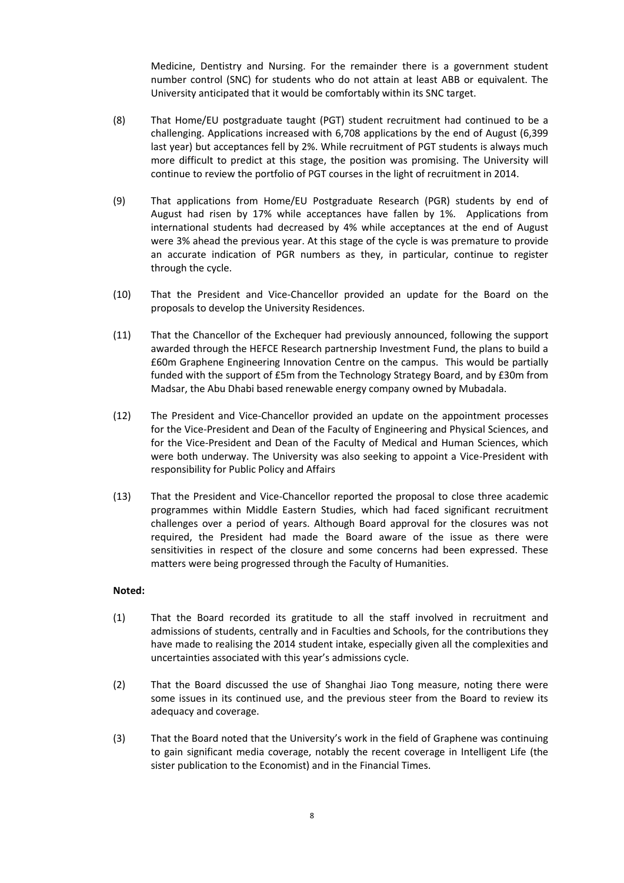Medicine, Dentistry and Nursing. For the remainder there is a government student number control (SNC) for students who do not attain at least ABB or equivalent. The University anticipated that it would be comfortably within its SNC target.

(8) That Home/EU postgraduate taught (PGT) student recruitment had continued to be a challenging. Applications increased with 6,708 applications by the end of August (6,399 last year) but acceptances fell by 2%. While recruitment of PGT students is always much more difficult to predict at this stage, the position was promising. The University will continue to review the portfolio of PGT courses in the light of recruitment in 2014.

(9) That applications from Home/EU Postgraduate Research (PGR) students by end of August had risen by 17% while acceptances have fallen by 1%. Applications from international students had decreased by 4% while acceptances at the end of August were 3% ahead the previous year. At this stage of the cycle is was premature to provide an accurate indication of PGR numbers as they, in particular, continue to register through the cycle.

(10) That the President and Vice-Chancellor provided an update for the Board on the proposals to develop the University Residences.

(11) That the Chancellor of the Exchequer had previously announced, following the support awarded through the HEFCE Research partnership Investment Fund, the plans to build a £60m Graphene Engineering Innovation Centre on the campus. This would be partially funded with the support of £5m from the Technology Strategy Board, and by £30m from Madsar, the Abu Dhabi based renewable energy company owned by Mubadala.

(12) The President and Vice-Chancellor provided an update on the appointment processes for the Vice-President and Dean of the Faculty of Engineering and Physical Sciences, and for the Vice-President and Dean of the Faculty of Medical and Human Sciences, which were both underway. The University was also seeking to appoint a Vice-President with responsibility for Public Policy and Affairs

(13) That the President and Vice-Chancellor reported the proposal to close three academic programmes within Middle Eastern Studies, which had faced significant recruitment challenges over a period of years. Although Board approval for the closures was not required, the President had made the Board aware of the issue as there were sensitivities in respect of the closure and some concerns had been expressed. These matters were being progressed through the Faculty of Humanities.

**Noted:**

(1) That the Board recorded its gratitude to all the staff involved in recruitment and admissions of students, centrally and in Faculties and Schools, for the contributions they have made to realising the 2014 student intake, especially given all the complexities and uncertainties associated with this year's admissions cycle.

(2) That the Board discussed the use of Shanghai Jiao Tong measure, noting there were some issues in its continued use, and the previous steer from the Board to review its adequacy and coverage.

(3) That the Board noted that the University's work in the field of Graphene was continuing to gain significant media coverage, notably the recent coverage in Intelligent Life (the sister publication to the Economist) and in the Financial Times.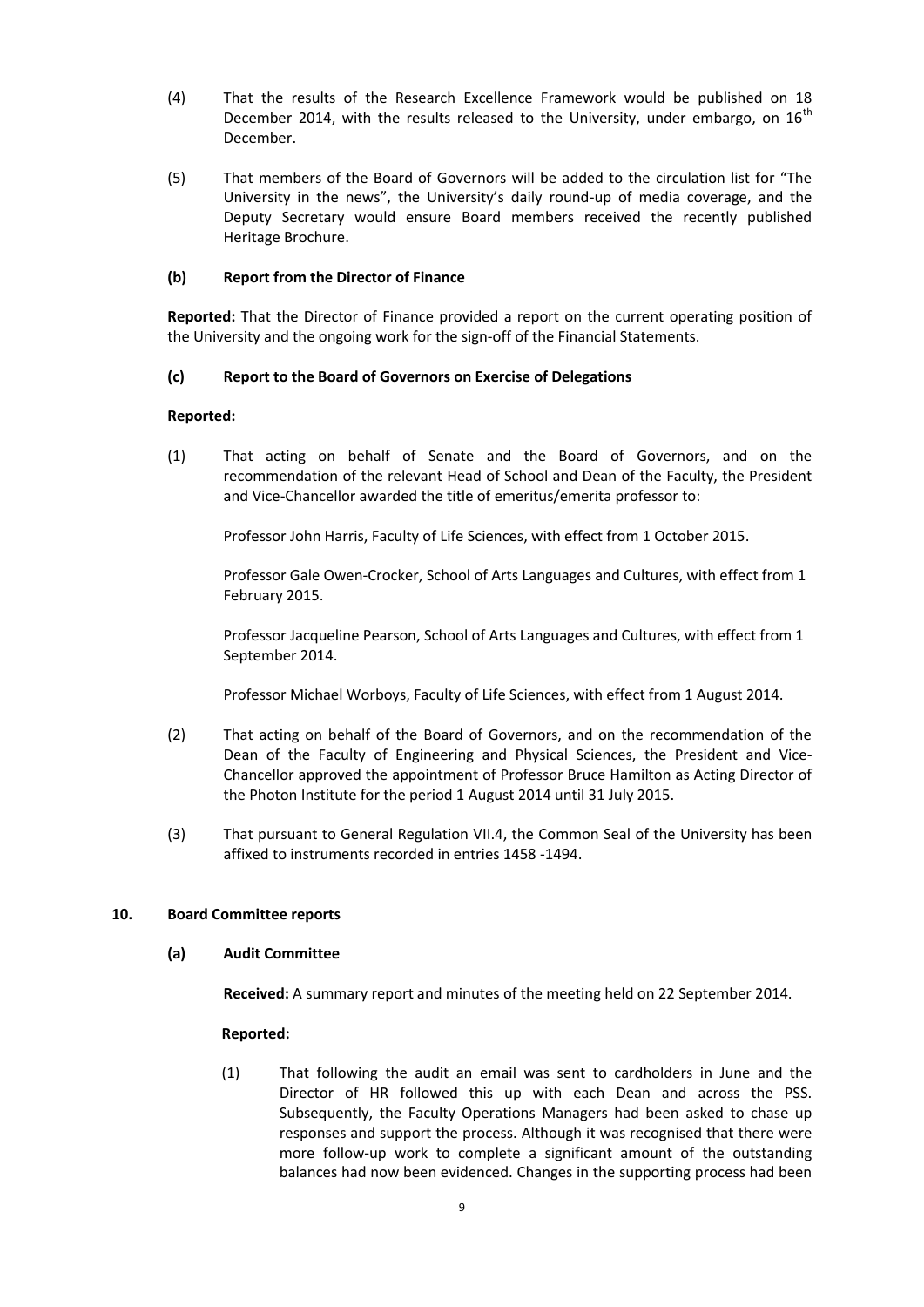(4) That the results of the Research Excellence Framework would be published on 18 December 2014, with the results released to the University, under embargo, on 16th December.

(5) That members of the Board of Governors will be added to the circulation list for "The University in the news", the University's daily round-up of media coverage, and the Deputy Secretary would ensure Board members received the recently published Heritage Brochure.

**(b) Report from the Director of Finance**

**Reported:** That the Director of Finance provided a report on the current operating position of the University and the ongoing work for the sign-off of the Financial Statements.

**(c) Report to the Board of Governors on Exercise of Delegations**

**Reported:**

(1) That acting on behalf of Senate and the Board of Governors, and on the recommendation of the relevant Head of School and Dean of the Faculty, the President and Vice-Chancellor awarded the title of emeritus/emerita professor to:

Professor John Harris, Faculty of Life Sciences, with effect from 1 October 2015.

Professor Gale Owen-Crocker, School of Arts Languages and Cultures, with effect from 1 February 2015.

Professor Jacqueline Pearson, School of Arts Languages and Cultures, with effect from 1 September 2014.

Professor Michael Worboys, Faculty of Life Sciences, with effect from 1 August 2014.

(2) That acting on behalf of the Board of Governors, and on the recommendation of the Dean of the Faculty of Engineering and Physical Sciences, the President and Vice-Chancellor approved the appointment of Professor Bruce Hamilton as Acting Director of the Photon Institute for the period 1 August 2014 until 31 July 2015.

(3) That pursuant to General Regulation VII.4, the Common Seal of the University has been affixed to instruments recorded in entries 1458 -1494.

## 10. Board Committee reports

**(a) Audit Committee**

**Received:** A summary report and minutes of the meeting held on 22 September 2014.

**Reported:**

(1) That following the audit an email was sent to cardholders in June and the Director of HR followed this up with each Dean and across the PSS. Subsequently, the Faculty Operations Managers had been asked to chase up responses and support the process. Although it was recognised that there were more follow-up work to complete a significant amount of the outstanding balances had now been evidenced. Changes in the supporting process had been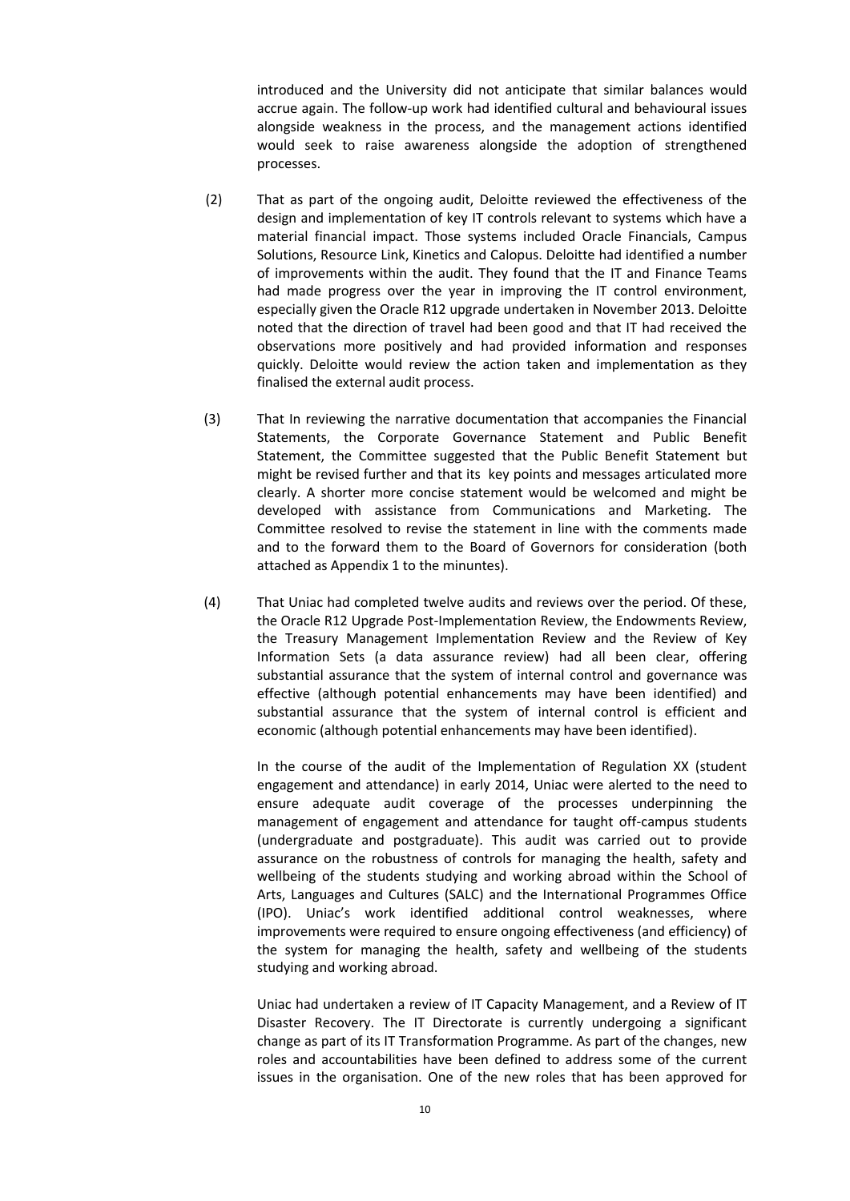introduced and the University did not anticipate that similar balances would accrue again. The follow-up work had identified cultural and behavioural issues alongside weakness in the process, and the management actions identified would seek to raise awareness alongside the adoption of strengthened processes.

(2) That as part of the ongoing audit, Deloitte reviewed the effectiveness of the design and implementation of key IT controls relevant to systems which have a material financial impact. Those systems included Oracle Financials, Campus Solutions, Resource Link, Kinetics and Calopus. Deloitte had identified a number of improvements within the audit. They found that the IT and Finance Teams had made progress over the year in improving the IT control environment, especially given the Oracle R12 upgrade undertaken in November 2013. Deloitte noted that the direction of travel had been good and that IT had received the observations more positively and had provided information and responses quickly. Deloitte would review the action taken and implementation as they finalised the external audit process.

(3) That In reviewing the narrative documentation that accompanies the Financial Statements, the Corporate Governance Statement and Public Benefit Statement, the Committee suggested that the Public Benefit Statement but might be revised further and that its key points and messages articulated more clearly. A shorter more concise statement would be welcomed and might be developed with assistance from Communications and Marketing. The Committee resolved to revise the statement in line with the comments made and to the forward them to the Board of Governors for consideration (both attached as Appendix 1 to the minuntes).

(4) That Uniac had completed twelve audits and reviews over the period. Of these, the Oracle R12 Upgrade Post-Implementation Review, the Endowments Review, the Treasury Management Implementation Review and the Review of Key Information Sets (a data assurance review) had all been clear, offering substantial assurance that the system of internal control and governance was effective (although potential enhancements may have been identified) and substantial assurance that the system of internal control is efficient and economic (although potential enhancements may have been identified).

In the course of the audit of the Implementation of Regulation XX (student engagement and attendance) in early 2014, Uniac were alerted to the need to ensure adequate audit coverage of the processes underpinning the management of engagement and attendance for taught off-campus students (undergraduate and postgraduate). This audit was carried out to provide assurance on the robustness of controls for managing the health, safety and wellbeing of the students studying and working abroad within the School of Arts, Languages and Cultures (SALC) and the International Programmes Office (IPO). Uniac's work identified additional control weaknesses, where improvements were required to ensure ongoing effectiveness (and efficiency) of the system for managing the health, safety and wellbeing of the students studying and working abroad.

Uniac had undertaken a review of IT Capacity Management, and a Review of IT Disaster Recovery. The IT Directorate is currently undergoing a significant change as part of its IT Transformation Programme. As part of the changes, new roles and accountabilities have been defined to address some of the current issues in the organisation. One of the new roles that has been approved for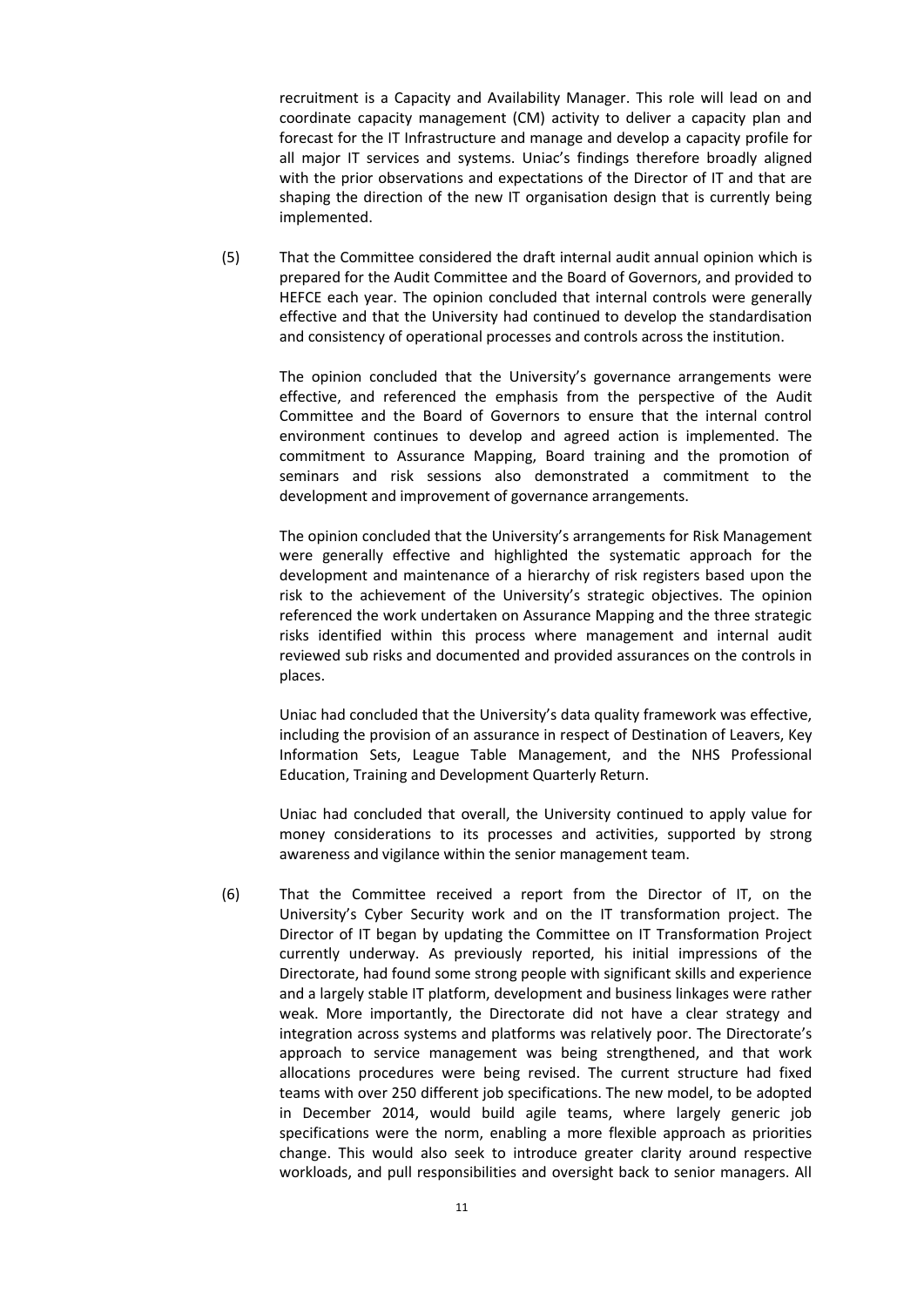recruitment is a Capacity and Availability Manager. This role will lead on and coordinate capacity management (CM) activity to deliver a capacity plan and forecast for the IT Infrastructure and manage and develop a capacity profile for all major IT services and systems. Uniac's findings therefore broadly aligned with the prior observations and expectations of the Director of IT and that are shaping the direction of the new IT organisation design that is currently being implemented.

(5) That the Committee considered the draft internal audit annual opinion which is prepared for the Audit Committee and the Board of Governors, and provided to HEFCE each year. The opinion concluded that internal controls were generally effective and that the University had continued to develop the standardisation and consistency of operational processes and controls across the institution.

The opinion concluded that the University's governance arrangements were effective, and referenced the emphasis from the perspective of the Audit Committee and the Board of Governors to ensure that the internal control environment continues to develop and agreed action is implemented. The commitment to Assurance Mapping, Board training and the promotion of seminars and risk sessions also demonstrated a commitment to the development and improvement of governance arrangements.

The opinion concluded that the University's arrangements for Risk Management were generally effective and highlighted the systematic approach for the development and maintenance of a hierarchy of risk registers based upon the risk to the achievement of the University's strategic objectives. The opinion referenced the work undertaken on Assurance Mapping and the three strategic risks identified within this process where management and internal audit reviewed sub risks and documented and provided assurances on the controls in places.

Uniac had concluded that the University's data quality framework was effective, including the provision of an assurance in respect of Destination of Leavers, Key Information Sets, League Table Management, and the NHS Professional Education, Training and Development Quarterly Return.

Uniac had concluded that overall, the University continued to apply value for money considerations to its processes and activities, supported by strong awareness and vigilance within the senior management team.

(6) That the Committee received a report from the Director of IT, on the University's Cyber Security work and on the IT transformation project. The Director of IT began by updating the Committee on IT Transformation Project currently underway. As previously reported, his initial impressions of the Directorate, had found some strong people with significant skills and experience and a largely stable IT platform, development and business linkages were rather weak. More importantly, the Directorate did not have a clear strategy and integration across systems and platforms was relatively poor. The Directorate's approach to service management was being strengthened, and that work allocations procedures were being revised. The current structure had fixed teams with over 250 different job specifications. The new model, to be adopted in December 2014, would build agile teams, where largely generic job specifications were the norm, enabling a more flexible approach as priorities change. This would also seek to introduce greater clarity around respective workloads, and pull responsibilities and oversight back to senior managers. All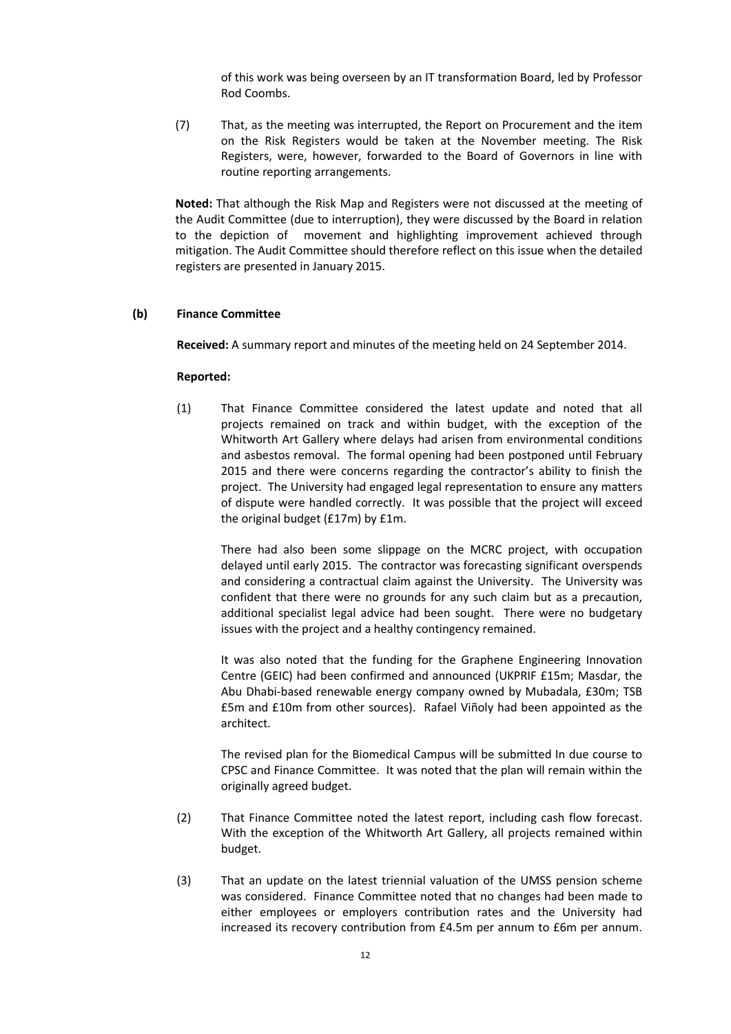of this work was being overseen by an IT transformation Board, led by Professor Rod Coombs.

(7) That, as the meeting was interrupted, the Report on Procurement and the item on the Risk Registers would be taken at the November meeting. The Risk Registers, were, however, forwarded to the Board of Governors in line with routine reporting arrangements.

**Noted:** That although the Risk Map and Registers were not discussed at the meeting of the Audit Committee (due to interruption), they were discussed by the Board in relation to the depiction of movement and highlighting improvement achieved through mitigation. The Audit Committee should therefore reflect on this issue when the detailed registers are presented in January 2015.

**(b) Finance Committee**

**Received:** A summary report and minutes of the meeting held on 24 September 2014.

**Reported:**

(1) That Finance Committee considered the latest update and noted that all projects remained on track and within budget, with the exception of the Whitworth Art Gallery where delays had arisen from environmental conditions and asbestos removal. The formal opening had been postponed until February 2015 and there were concerns regarding the contractor's ability to finish the project. The University had engaged legal representation to ensure any matters of dispute were handled correctly. It was possible that the project will exceed the original budget (£17m) by £1m.

There had also been some slippage on the MCRC project, with occupation delayed until early 2015. The contractor was forecasting significant overspends and considering a contractual claim against the University. The University was confident that there were no grounds for any such claim but as a precaution, additional specialist legal advice had been sought. There were no budgetary issues with the project and a healthy contingency remained.

It was also noted that the funding for the Graphene Engineering Innovation Centre (GEIC) had been confirmed and announced (UKPRIF £15m; Masdar, the Abu Dhabi-based renewable energy company owned by Mubadala, £30m; TSB £5m and £10m from other sources). Rafael Viñoly had been appointed as the architect.

The revised plan for the Biomedical Campus will be submitted In due course to CPSC and Finance Committee. It was noted that the plan will remain within the originally agreed budget.

(2) That Finance Committee noted the latest report, including cash flow forecast. With the exception of the Whitworth Art Gallery, all projects remained within budget.

(3) That an update on the latest triennial valuation of the UMSS pension scheme was considered. Finance Committee noted that no changes had been made to either employees or employers contribution rates and the University had increased its recovery contribution from £4.5m per annum to £6m per annum.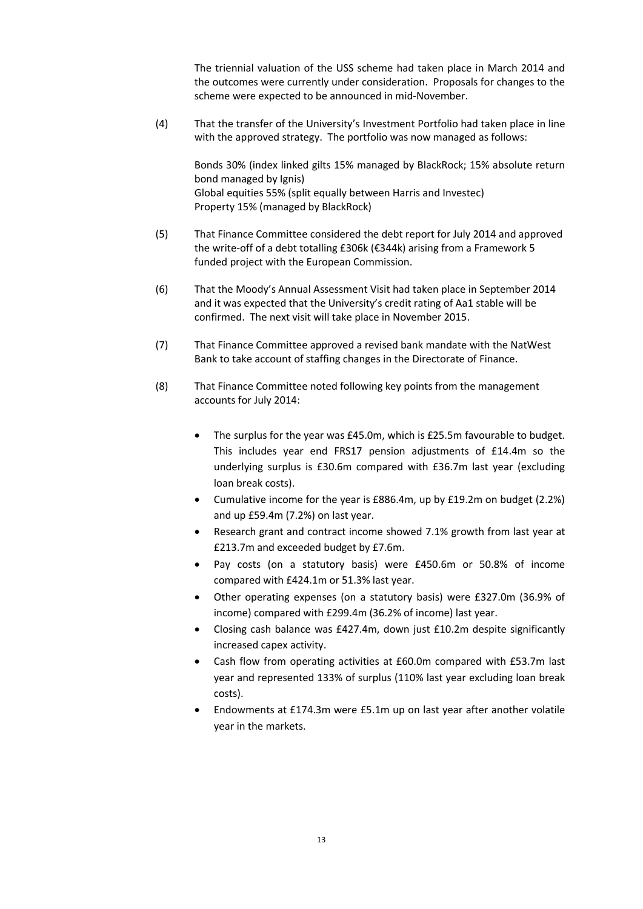The triennial valuation of the USS scheme had taken place in March 2014 and the outcomes were currently under consideration. Proposals for changes to the scheme were expected to be announced in mid-November.

(4) That the transfer of the University's Investment Portfolio had taken place in line with the approved strategy. The portfolio was now managed as follows:

Bonds 30% (index linked gilts 15% managed by BlackRock; 15% absolute return bond managed by Ignis)
Global equities 55% (split equally between Harris and Investec)
Property 15% (managed by BlackRock)

(5) That Finance Committee considered the debt report for July 2014 and approved the write-off of a debt totalling £306k (€344k) arising from a Framework 5 funded project with the European Commission.

(6) That the Moody's Annual Assessment Visit had taken place in September 2014 and it was expected that the University's credit rating of Aa1 stable will be confirmed. The next visit will take place in November 2015.

(7) That Finance Committee approved a revised bank mandate with the NatWest Bank to take account of staffing changes in the Directorate of Finance.

(8) That Finance Committee noted following key points from the management accounts for July 2014:

- The surplus for the year was £45.0m, which is £25.5m favourable to budget. This includes year end FRS17 pension adjustments of £14.4m so the underlying surplus is £30.6m compared with £36.7m last year (excluding loan break costs).
- Cumulative income for the year is £886.4m, up by £19.2m on budget (2.2%) and up £59.4m (7.2%) on last year.
- Research grant and contract income showed 7.1% growth from last year at £213.7m and exceeded budget by £7.6m.
- Pay costs (on a statutory basis) were £450.6m or 50.8% of income compared with £424.1m or 51.3% last year.
- Other operating expenses (on a statutory basis) were £327.0m (36.9% of income) compared with £299.4m (36.2% of income) last year.
- Closing cash balance was £427.4m, down just £10.2m despite significantly increased capex activity.
- Cash flow from operating activities at £60.0m compared with £53.7m last year and represented 133% of surplus (110% last year excluding loan break costs).
- Endowments at £174.3m were £5.1m up on last year after another volatile year in the markets.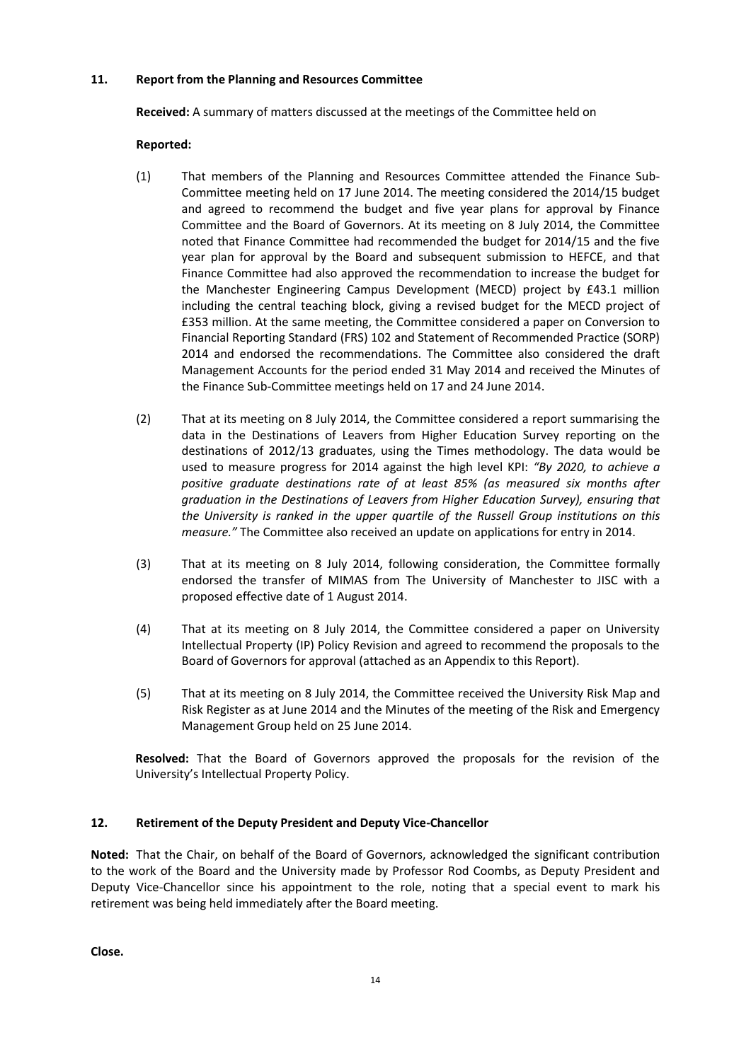## 11. Report from the Planning and Resources Committee

**Received:** A summary of matters discussed at the meetings of the Committee held on

**Reported:**

(1) That members of the Planning and Resources Committee attended the Finance Sub-Committee meeting held on 17 June 2014. The meeting considered the 2014/15 budget and agreed to recommend the budget and five year plans for approval by Finance Committee and the Board of Governors. At its meeting on 8 July 2014, the Committee noted that Finance Committee had recommended the budget for 2014/15 and the five year plan for approval by the Board and subsequent submission to HEFCE, and that Finance Committee had also approved the recommendation to increase the budget for the Manchester Engineering Campus Development (MECD) project by £43.1 million including the central teaching block, giving a revised budget for the MECD project of £353 million. At the same meeting, the Committee considered a paper on Conversion to Financial Reporting Standard (FRS) 102 and Statement of Recommended Practice (SORP) 2014 and endorsed the recommendations. The Committee also considered the draft Management Accounts for the period ended 31 May 2014 and received the Minutes of the Finance Sub-Committee meetings held on 17 and 24 June 2014.

(2) That at its meeting on 8 July 2014, the Committee considered a report summarising the data in the Destinations of Leavers from Higher Education Survey reporting on the destinations of 2012/13 graduates, using the Times methodology. The data would be used to measure progress for 2014 against the high level KPI: *"By 2020, to achieve a positive graduate destinations rate of at least 85% (as measured six months after graduation in the Destinations of Leavers from Higher Education Survey), ensuring that the University is ranked in the upper quartile of the Russell Group institutions on this measure."* The Committee also received an update on applications for entry in 2014.

(3) That at its meeting on 8 July 2014, following consideration, the Committee formally endorsed the transfer of MIMAS from The University of Manchester to JISC with a proposed effective date of 1 August 2014.

(4) That at its meeting on 8 July 2014, the Committee considered a paper on University Intellectual Property (IP) Policy Revision and agreed to recommend the proposals to the Board of Governors for approval (attached as an Appendix to this Report).

(5) That at its meeting on 8 July 2014, the Committee received the University Risk Map and Risk Register as at June 2014 and the Minutes of the meeting of the Risk and Emergency Management Group held on 25 June 2014.

**Resolved:** That the Board of Governors approved the proposals for the revision of the University's Intellectual Property Policy.

## 12. Retirement of the Deputy President and Deputy Vice-Chancellor

**Noted:** That the Chair, on behalf of the Board of Governors, acknowledged the significant contribution to the work of the Board and the University made by Professor Rod Coombs, as Deputy President and Deputy Vice-Chancellor since his appointment to the role, noting that a special event to mark his retirement was being held immediately after the Board meeting.

**Close.**